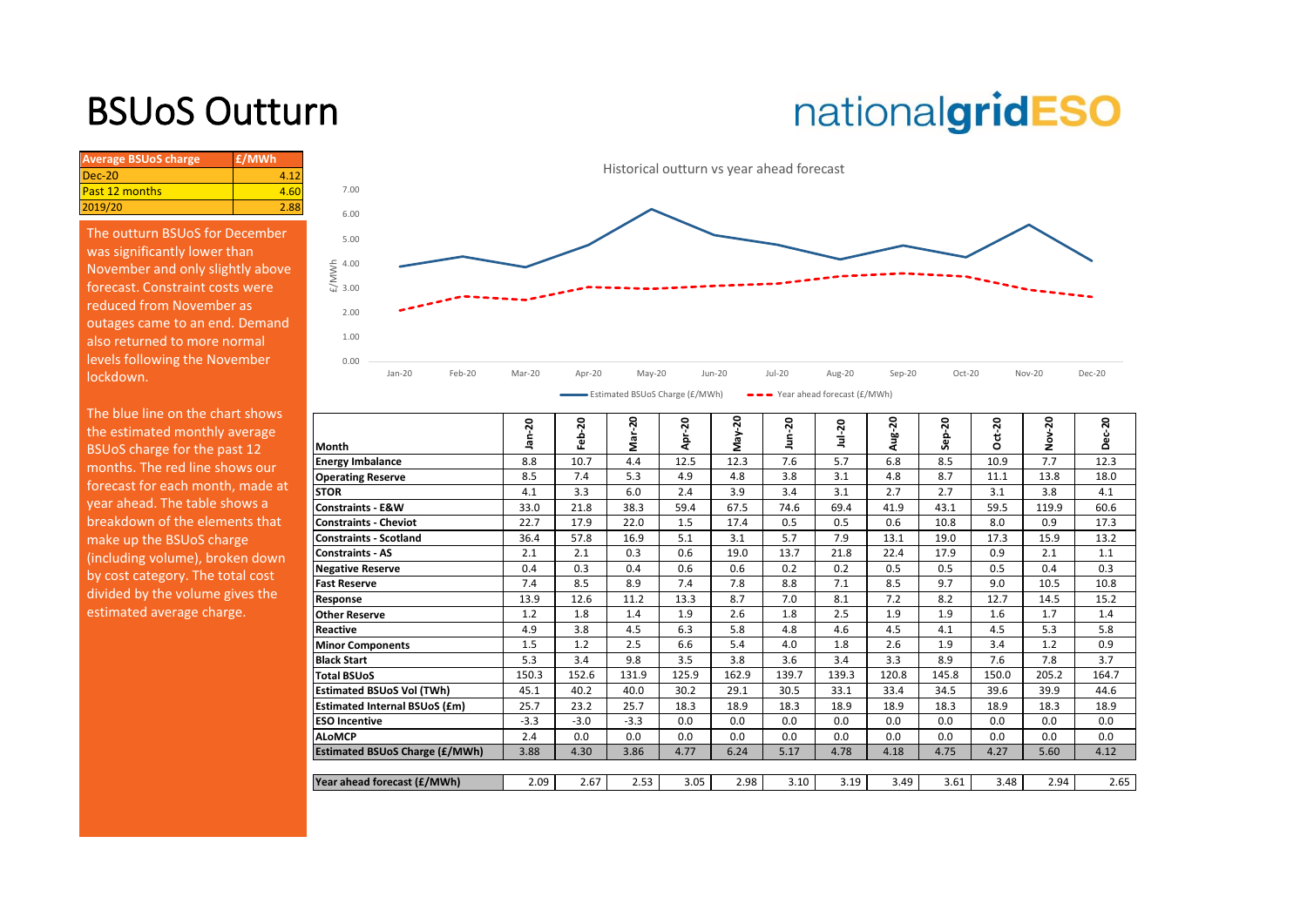# BSUoS Outturn

nationalgridESO

| Average BSUoS charge | £/MWh |
|---|---|
| Dec-20 | 4.12 |
| Past 12 months | 4.60 |
| 2019/20 | 2.88 |

The outturn BSUoS for December was significantly lower than November and only slightly above forecast. Constraint costs were reduced from November as outages came to an end. Demand also returned to more normal levels following the November lockdown.

The blue line on the chart shows the estimated monthly average BSUoS charge for the past 12 months. The red line shows our forecast for each month, made at year ahead. The table shows a breakdown of the elements that make up the BSUoS charge (including volume), broken down by cost category. The total cost divided by the volume gives the estimated average charge.

Historical outturn vs year ahead forecast

| Month | Jan-20 | Feb-20 | Mar-20 | Apr-20 | May-20 | Jun-20 | Jul-20 | Aug-20 | Sep-20 | Oct-20 | Nov-20 | Dec-20 |
|---|---|---|---|---|---|---|---|---|---|---|---|---|
| Energy Imbalance | 8.8 | 10.7 | 4.4 | 12.5 | 12.3 | 7.6 | 5.7 | 6.8 | 8.5 | 10.9 | 7.7 | 12.3 |
| Operating Reserve | 8.5 | 7.4 | 5.3 | 4.9 | 4.8 | 3.8 | 3.1 | 4.8 | 8.7 | 11.1 | 13.8 | 18.0 |
| STOR | 4.1 | 3.3 | 6.0 | 2.4 | 3.9 | 3.4 | 3.1 | 2.7 | 2.7 | 3.1 | 3.8 | 4.1 |
| Constraints - E&W | 33.0 | 21.8 | 38.3 | 59.4 | 67.5 | 74.6 | 69.4 | 41.9 | 43.1 | 59.5 | 119.9 | 60.6 |
| Constraints - Cheviot | 22.7 | 17.9 | 22.0 | 1.5 | 17.4 | 0.5 | 0.5 | 0.6 | 10.8 | 8.0 | 0.9 | 17.3 |
| Constraints - Scotland | 36.4 | 57.8 | 16.9 | 5.1 | 3.1 | 5.7 | 7.9 | 13.1 | 19.0 | 17.3 | 15.9 | 13.2 |
| Constraints - AS | 2.1 | 2.1 | 0.3 | 0.6 | 19.0 | 13.7 | 21.8 | 22.4 | 17.9 | 0.9 | 2.1 | 1.1 |
| Negative Reserve | 0.4 | 0.3 | 0.4 | 0.6 | 0.6 | 0.2 | 0.2 | 0.5 | 0.5 | 0.5 | 0.4 | 0.3 |
| Fast Reserve | 7.4 | 8.5 | 8.9 | 7.4 | 7.8 | 8.8 | 7.1 | 8.5 | 9.7 | 9.0 | 10.5 | 10.8 |
| Response | 13.9 | 12.6 | 11.2 | 13.3 | 8.7 | 7.0 | 8.1 | 7.2 | 8.2 | 12.7 | 14.5 | 15.2 |
| Other Reserve | 1.2 | 1.8 | 1.4 | 1.9 | 2.6 | 1.8 | 2.5 | 1.9 | 1.9 | 1.6 | 1.7 | 1.4 |
| Reactive | 4.9 | 3.8 | 4.5 | 6.3 | 5.8 | 4.8 | 4.6 | 4.5 | 4.1 | 4.5 | 5.3 | 5.8 |
| Minor Components | 1.5 | 1.2 | 2.5 | 6.6 | 5.4 | 4.0 | 1.8 | 2.6 | 1.9 | 3.4 | 1.2 | 0.9 |
| Black Start | 5.3 | 3.4 | 9.8 | 3.5 | 3.8 | 3.6 | 3.4 | 3.3 | 8.9 | 7.6 | 7.8 | 3.7 |
| Total BSUoS | 150.3 | 152.6 | 131.9 | 125.9 | 162.9 | 139.7 | 139.3 | 120.8 | 145.8 | 150.0 | 205.2 | 164.7 |
| Estimated BSUoS Vol (TWh) | 45.1 | 40.2 | 40.0 | 30.2 | 29.1 | 30.5 | 33.1 | 33.4 | 34.5 | 39.6 | 39.9 | 44.6 |
| Estimated Internal BSUoS (£m) | 25.7 | 23.2 | 25.7 | 18.3 | 18.9 | 18.3 | 18.9 | 18.9 | 18.3 | 18.9 | 18.3 | 18.9 |
| ESO Incentive | -3.3 | -3.0 | -3.3 | 0.0 | 0.0 | 0.0 | 0.0 | 0.0 | 0.0 | 0.0 | 0.0 | 0.0 |
| ALoMCP | 2.4 | 0.0 | 0.0 | 0.0 | 0.0 | 0.0 | 0.0 | 0.0 | 0.0 | 0.0 | 0.0 | 0.0 |
| Estimated BSUoS Charge (£/MWh) | 3.88 | 4.30 | 3.86 | 4.77 | 6.24 | 5.17 | 4.78 | 4.18 | 4.75 | 4.27 | 5.60 | 4.12 |
| Year ahead forecast (£/MWh) | 2.09 | 2.67 | 2.53 | 3.05 | 2.98 | 3.10 | 3.19 | 3.49 | 3.61 | 3.48 | 2.94 | 2.65 |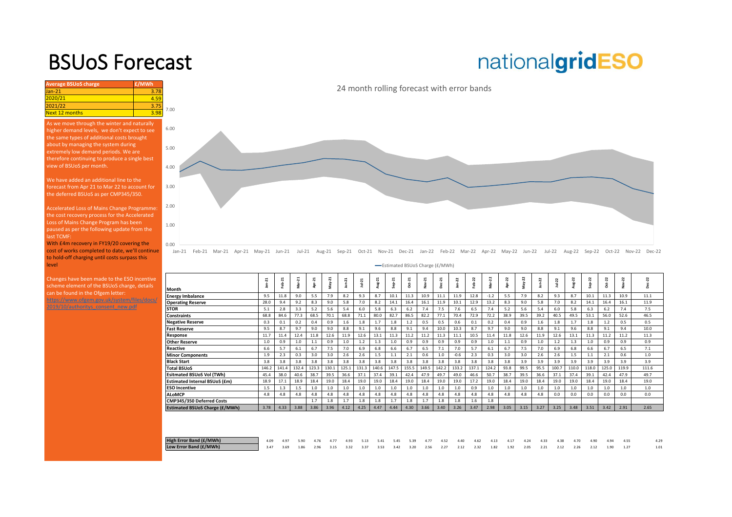# BSUoS Forecast

nationalgridESO

| Average BSUoS charge | £/MWh |
|---|---|
| Jan-21 | 3.78 |
| 2020/21 | 4.59 |
| 2021/22 | 3.75 |
| Next 12 months | 3.98 |

As we move through the winter and naturally higher demand levels, we don't expect to see the same types of additional costs brought about by managing the system during extremely low demand periods. We are therefore continuing to produce a single best view of BSUoS per month.

We have added an additional line to the forecast from Apr 21 to Mar 22 to account for the deferred BSUoS as per CMP345/350.

Accelerated Loss of Mains Change Programme: the cost recovery process for the Accelerated Loss of Mains Change Program has been paused as per the following update from the last TCMF:
With £4m recovery in FY19/20 covering the cost of works completed to date, we'll continue to hold-off charging until costs surpass this level

Changes have been made to the ESO incentive scheme element of the BSUoS charge, details can be found in the Ofgem letter:
https://www.ofgem.gov.uk/system/files/docs/2019/10/authoritys_consent_new.pdf

24 month rolling forecast with error bands

Estimated BSUoS Charge (£/MWh)

| Month | Jan-21 | Feb-21 | Mar-21 | Apr-21 | May-21 | Jun-21 | Jul-21 | Aug-21 | Sep-21 | Oct-21 | Nov-21 | Dec-21 | Jan-22 | Feb-22 | Mar-22 | Apr-22 | May-22 | Jun-22 | Jul-22 | Aug-22 | Sep-22 | Oct-22 | Nov-22 | Dec-22 |
|---|---|---|---|---|---|---|---|---|---|---|---|---|---|---|---|---|---|---|---|---|---|---|---|---|
| Energy Imbalance | 9.5 | 11.8 | 9.0 | 5.5 | 7.9 | 8.2 | 9.3 | 8.7 | 10.1 | 11.3 | 10.9 | 11.1 | 11.9 | 12.8 | -1.2 | 5.5 | 7.9 | 8.2 | 9.3 | 8.7 | 10.1 | 11.3 | 10.9 | 11.1 |
| Operating Reserve | 28.0 | 9.4 | 9.2 | 8.3 | 9.0 | 5.8 | 7.0 | 8.2 | 14.1 | 16.4 | 16.1 | 11.9 | 10.1 | 12.9 | 13.2 | 8.3 | 9.0 | 5.8 | 7.0 | 8.2 | 14.1 | 16.4 | 16.1 | 11.9 |
| STOR | 5.1 | 2.8 | 3.3 | 5.2 | 5.6 | 5.4 | 6.0 | 5.8 | 6.3 | 6.2 | 7.4 | 7.5 | 7.6 | 6.5 | 7.4 | 5.2 | 5.6 | 5.4 | 6.0 | 5.8 | 6.3 | 6.2 | 7.4 | 7.5 |
| Constraints | 68.8 | 84.6 | 77.3 | 68.5 | 70.1 | 68.8 | 71.1 | 80.0 | 82.7 | 86.5 | 82.2 | 77.1 | 70.4 | 72.9 | 72.2 | 38.9 | 39.5 | 39.2 | 40.5 | 49.5 | 53.1 | 56.0 | 52.6 | 46.5 |
| Negative Reserve | 0.3 | 0.1 | 0.2 | 0.4 | 0.9 | 1.6 | 1.8 | 1.7 | 1.8 | 1.2 | 0.5 | 0.5 | 0.6 | 0.1 | 0.2 | 0.4 | 0.9 | 1.6 | 1.8 | 1.7 | 1.8 | 1.2 | 0.5 | 0.5 |
| Fast Reserve | 9.5 | 8.7 | 9.7 | 9.0 | 9.0 | 8.8 | 9.1 | 9.6 | 8.8 | 9.1 | 9.4 | 10.0 | 10.3 | 8.7 | 9.7 | 9.0 | 9.0 | 8.8 | 9.1 | 9.6 | 8.8 | 9.1 | 9.4 | 10.0 |
| Response | 11.7 | 11.4 | 12.4 | 11.8 | 12.6 | 11.9 | 12.6 | 13.1 | 11.3 | 11.2 | 11.2 | 11.3 | 11.1 | 10.5 | 11.4 | 11.8 | 12.6 | 11.9 | 12.6 | 13.1 | 11.3 | 11.2 | 11.2 | 11.3 |
| Other Reserve | 1.0 | 0.9 | 1.0 | 1.1 | 0.9 | 1.0 | 1.2 | 1.3 | 1.0 | 0.9 | 0.9 | 0.9 | 0.9 | 0.9 | 1.0 | 1.1 | 0.9 | 1.0 | 1.2 | 1.3 | 1.0 | 0.9 | 0.9 | 0.9 |
| Reactive | 6.6 | 5.7 | 6.1 | 6.7 | 7.5 | 7.0 | 6.9 | 6.8 | 6.6 | 6.7 | 6.5 | 7.1 | 7.0 | 5.7 | 6.1 | 6.7 | 7.5 | 7.0 | 6.9 | 6.8 | 6.6 | 6.7 | 6.5 | 7.1 |
| Minor Components | 1.9 | 2.3 | 0.3 | 3.0 | 3.0 | 2.6 | 2.6 | 1.5 | 1.1 | 2.1 | 0.6 | 1.0 | -0.6 | 2.3 | 0.3 | 3.0 | 3.0 | 2.6 | 2.6 | 1.5 | 1.1 | 2.1 | 0.6 | 1.0 |
| Black Start | 3.8 | 3.8 | 3.8 | 3.8 | 3.8 | 3.8 | 3.8 | 3.8 | 3.8 | 3.8 | 3.8 | 3.8 | 3.8 | 3.8 | 3.8 | 3.8 | 3.9 | 3.9 | 3.9 | 3.9 | 3.9 | 3.9 | 3.9 | 3.9 |
| Total BSUoS | 146.2 | 141.4 | 132.4 | 123.3 | 130.1 | 125.1 | 131.3 | 140.6 | 147.5 | 155.5 | 149.5 | 142.2 | 133.2 | 137.1 | 124.2 | 93.8 | 99.5 | 95.5 | 100.7 | 110.0 | 118.0 | 125.0 | 119.9 | 111.6 |
| Esitmated BSUoS Vol (TWh) | 45.4 | 38.0 | 40.6 | 38.7 | 39.5 | 36.6 | 37.1 | 37.4 | 39.1 | 42.4 | 47.9 | 49.7 | 49.0 | 46.6 | 50.7 | 38.7 | 39.5 | 36.6 | 37.1 | 37.4 | 39.1 | 42.4 | 47.9 | 49.7 |
| Estimated Internal BSUoS (£m) | 18.9 | 17.1 | 18.9 | 18.4 | 19.0 | 18.4 | 19.0 | 19.0 | 18.4 | 19.0 | 18.4 | 19.0 | 19.0 | 17.2 | 19.0 | 18.4 | 19.0 | 18.4 | 19.0 | 19.0 | 18.4 | 19.0 | 18.4 | 19.0 |
| ESO Incentive | 1.5 | 1.3 | 1.5 | 1.0 | 1.0 | 1.0 | 1.0 | 1.0 | 1.0 | 1.0 | 1.0 | 1.0 | 1.0 | 0.9 | 1.0 | 1.0 | 1.0 | 1.0 | 1.0 | 1.0 | 1.0 | 1.0 | 1.0 | 1.0 |
| ALoMCP | 4.8 | 4.8 | 4.8 | 4.8 | 4.8 | 4.8 | 4.8 | 4.8 | 4.8 | 4.8 | 4.8 | 4.8 | 4.8 | 4.8 | 4.8 | 4.8 | 4.8 | 4.8 | 0.0 | 0.0 | 0.0 | 0.0 | 0.0 | 0.0 |
| CMP345/350 Deferred Costs | | | | 1.7 | 1.8 | 1.7 | 1.8 | 1.8 | 1.7 | 1.8 | 1.7 | 1.8 | 1.8 | 1.6 | 1.8 | | | | | | | | | |
| Estimated BSUoS Charge (£/MWh) | 3.78 | 4.33 | 3.88 | 3.86 | 3.96 | 4.12 | 4.25 | 4.47 | 4.44 | 4.30 | 3.66 | 3.40 | 3.26 | 3.47 | 2.98 | 3.05 | 3.15 | 3.27 | 3.25 | 3.48 | 3.51 | 3.42 | 2.91 | 2.65 |

| | Jan-21 | Feb-21 | Mar-21 | Apr-21 | May-21 | Jun-21 | Jul-21 | Aug-21 | Sep-21 | Oct-21 | Nov-21 | Dec-21 | Jan-22 | Feb-22 | Mar-22 | Apr-22 | May-22 | Jun-22 | Jul-22 | Aug-22 | Sep-22 | Oct-22 | Nov-22 | Dec-22 |
|---|---|---|---|---|---|---|---|---|---|---|---|---|---|---|---|---|---|---|---|---|---|---|---|---|
| High Error Band (£/MWh) | 4.09 | 4.97 | 5.90 | 4.76 | 4.77 | 4.93 | 5.13 | 5.41 | 5.45 | 5.39 | 4.77 | 4.52 | 4.40 | 4.62 | 4.13 | 4.17 | 4.24 | 4.33 | 4.38 | 4.70 | 4.90 | 4.94 | 4.55 | 4.29 |
| Low Error Band (£/MWh) | 3.47 | 3.69 | 1.86 | 2.96 | 3.15 | 3.32 | 3.37 | 3.53 | 3.42 | 3.20 | 2.56 | 2.27 | 2.12 | 2.32 | 1.82 | 1.92 | 2.05 | 2.21 | 2.12 | 2.26 | 2.12 | 1.90 | 1.27 | 1.01 |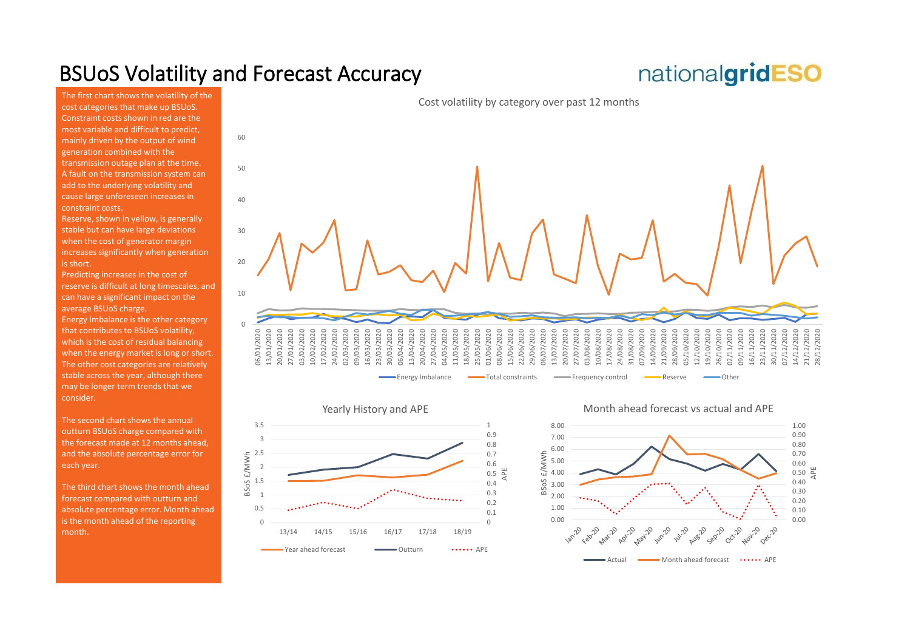# BSUoS Volatility and Forecast Accuracy

nationalgridESO

The first chart shows the volatility of the cost categories that make up BSUoS. Constraint costs shown in red are the most variable and difficult to predict, mainly driven by the output of wind generation combined with the transmission outage plan at the time. A fault on the transmission system can add to the underlying volatility and cause large unforeseen increases in constraint costs.

Reserve, shown in yellow, is generally stable but can have large deviations when the cost of generator margin increases significantly when generation is short.

Predicting increases in the cost of reserve is difficult at long timescales, and can have a significant impact on the average BSUoS charge.

Energy Imbalance is the other category that contributes to BSUoS volatility, which is the cost of residual balancing when the energy market is long or short. The other cost categories are relatively stable across the year, although there may be longer term trends that we consider.

The second chart shows the annual outturn BSUoS charge compared with the forecast made at 12 months ahead, and the absolute percentage error for each year.

The third chart shows the month ahead forecast compared with outturn and absolute percentage error. Month ahead is the month ahead of the reporting month.

Cost volatility by category over past 12 months

60
50
40
30
20
10
0

06/01/2020 13/01/2020 20/01/2020 27/01/2020 03/02/2020 10/02/2020 17/02/2020 24/02/2020 02/03/2020 09/03/2020 16/03/2020 23/03/2020 30/03/2020 06/04/2020 13/04/2020 20/04/2020 27/04/2020 04/05/2020 11/05/2020 18/05/2020 25/05/2020 01/06/2020 08/06/2020 15/06/2020 22/06/2020 29/06/2020 06/07/2020 13/07/2020 20/07/2020 27/07/2020 03/08/2020 10/08/2020 17/08/2020 24/08/2020 31/08/2020 07/09/2020 14/09/2020 21/09/2020 28/09/2020 05/10/2020 12/10/2020 19/10/2020 26/10/2020 02/11/2020 09/11/2020 16/11/2020 23/11/2020 30/11/2020 07/12/2020 14/12/2020 21/12/2020 28/12/2020

Energy Imbalance | Total constraints | Frequency control | Reserve | Other

Yearly History and APE

BSoS £/MWh: 3.5, 3, 2.5, 2, 1.5, 1, 0.5, 0
APE: 1, 0.9, 0.8, 0.7, 0.6, 0.5, 0.4, 0.3, 0.2, 0.1, 0

13/14 14/15 15/16 16/17 17/18 18/19

Year ahead forecast | Outturn | APE

Month ahead forecast vs actual and APE

BSoS £/MWh: 8.00, 7.00, 6.00, 5.00, 4.00, 3.00, 2.00, 1.00, 0.00
APE: 1.00, 0.90, 0.80, 0.70, 0.60, 0.50, 0.40, 0.30, 0.20, 0.10, 0.00

Jan-20 Feb-20 Mar-20 Apr-20 May-20 Jun-20 Jul-20 Aug-20 Sep-20 Oct-20 Nov-20 Dec-20

Actual | Month ahead forecast | APE